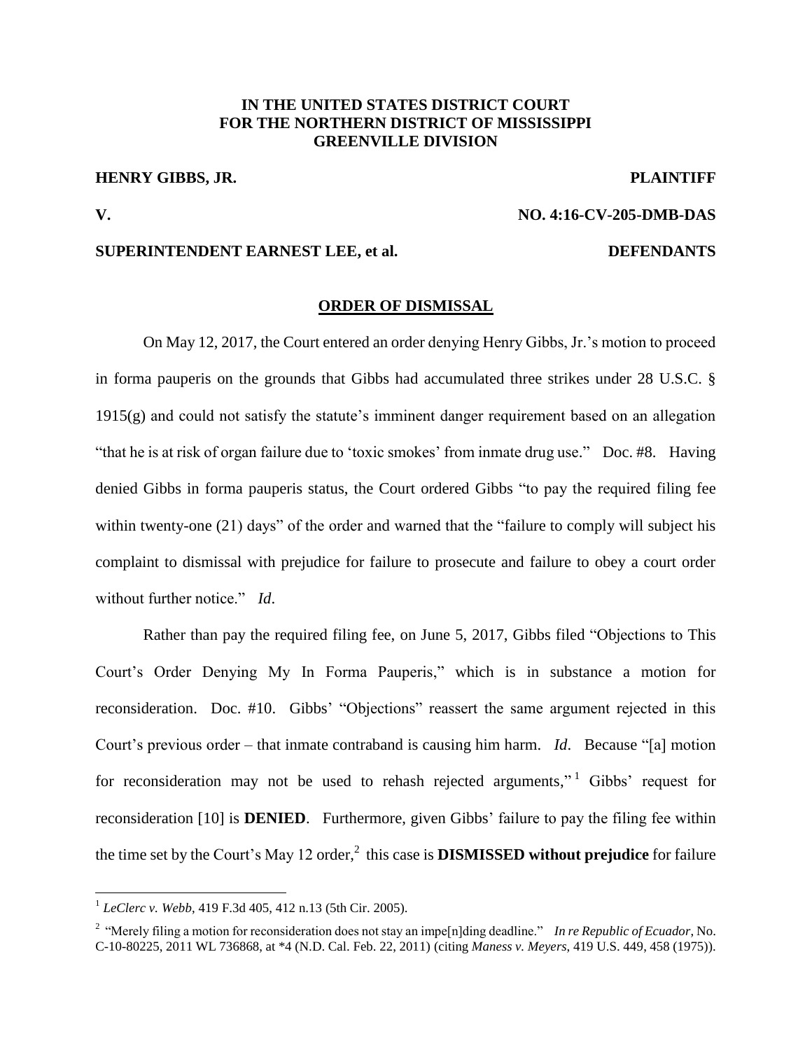**IN THE UNITED STATES DISTRICT COURT**
**FOR THE NORTHERN DISTRICT OF MISSISSIPPI**
**GREENVILLE DIVISION**

**HENRY GIBBS, JR.** **PLAINTIFF**

**V.** **NO. 4:16-CV-205-DMB-DAS**

**SUPERINTENDENT EARNEST LEE, et al.** **DEFENDANTS**

**ORDER OF DISMISSAL**

On May 12, 2017, the Court entered an order denying Henry Gibbs, Jr.'s motion to proceed in forma pauperis on the grounds that Gibbs had accumulated three strikes under 28 U.S.C. § 1915(g) and could not satisfy the statute's imminent danger requirement based on an allegation "that he is at risk of organ failure due to 'toxic smokes' from inmate drug use." Doc. #8. Having denied Gibbs in forma pauperis status, the Court ordered Gibbs "to pay the required filing fee within twenty-one (21) days" of the order and warned that the "failure to comply will subject his complaint to dismissal with prejudice for failure to prosecute and failure to obey a court order without further notice." *Id*.

Rather than pay the required filing fee, on June 5, 2017, Gibbs filed "Objections to This Court's Order Denying My In Forma Pauperis," which is in substance a motion for reconsideration. Doc. #10. Gibbs' "Objections" reassert the same argument rejected in this Court's previous order – that inmate contraband is causing him harm. *Id*. Because "[a] motion for reconsideration may not be used to rehash rejected arguments,"[1] Gibbs' request for reconsideration [10] is **DENIED**. Furthermore, given Gibbs' failure to pay the filing fee within the time set by the Court's May 12 order,[2] this case is **DISMISSED without prejudice** for failure

[1] *LeClerc v. Webb*, 419 F.3d 405, 412 n.13 (5th Cir. 2005).

[2] "Merely filing a motion for reconsideration does not stay an impe[n]ding deadline." *In re Republic of Ecuador*, No. C-10-80225, 2011 WL 736868, at *4 (N.D. Cal. Feb. 22, 2011) (citing *Maness v. Meyers*, 419 U.S. 449, 458 (1975)).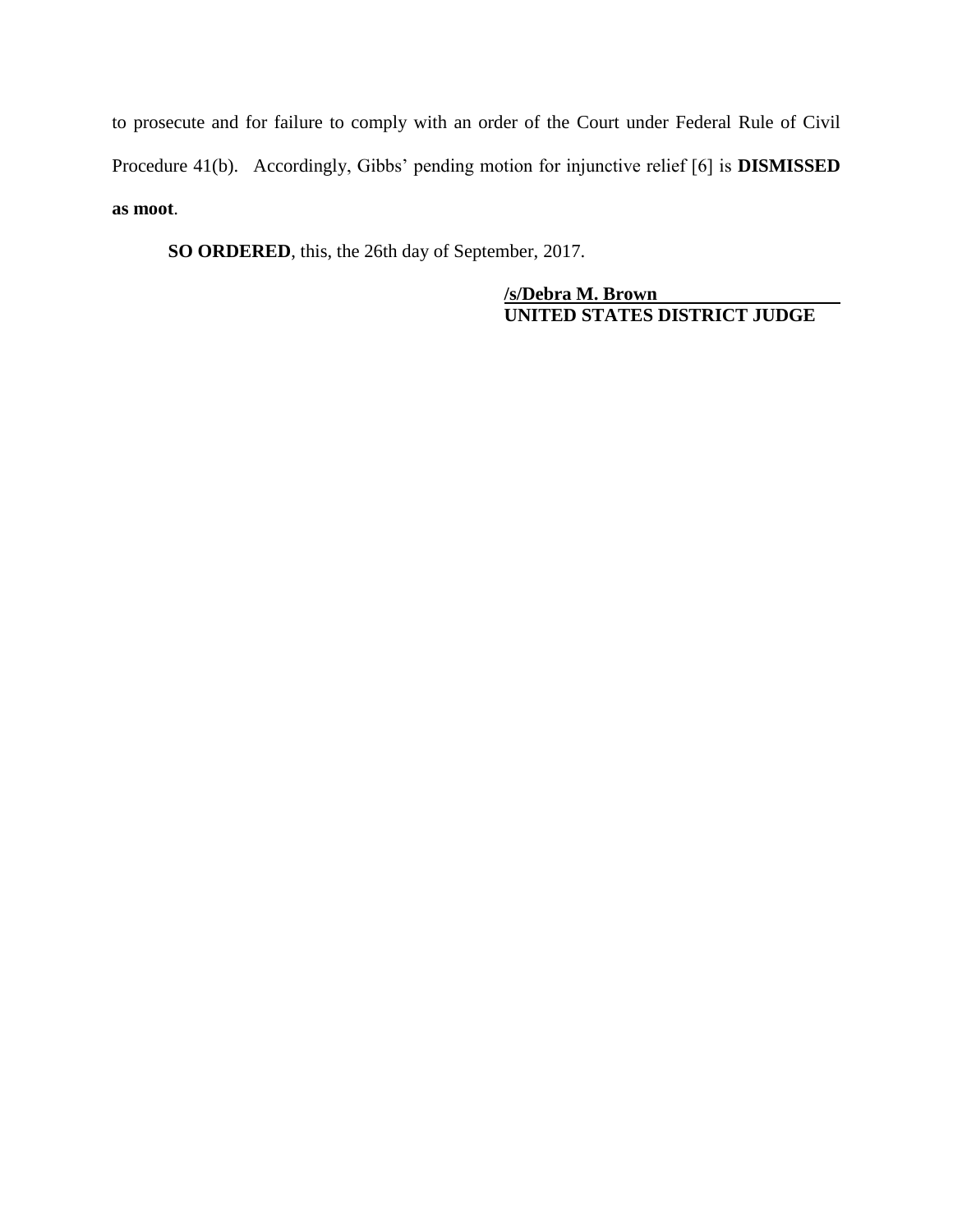to prosecute and for failure to comply with an order of the Court under Federal Rule of Civil Procedure 41(b). Accordingly, Gibbs' pending motion for injunctive relief [6] is **DISMISSED as moot**.

**SO ORDERED**, this, the 26th day of September, 2017.

**/s/Debra M. Brown**
**UNITED STATES DISTRICT JUDGE**